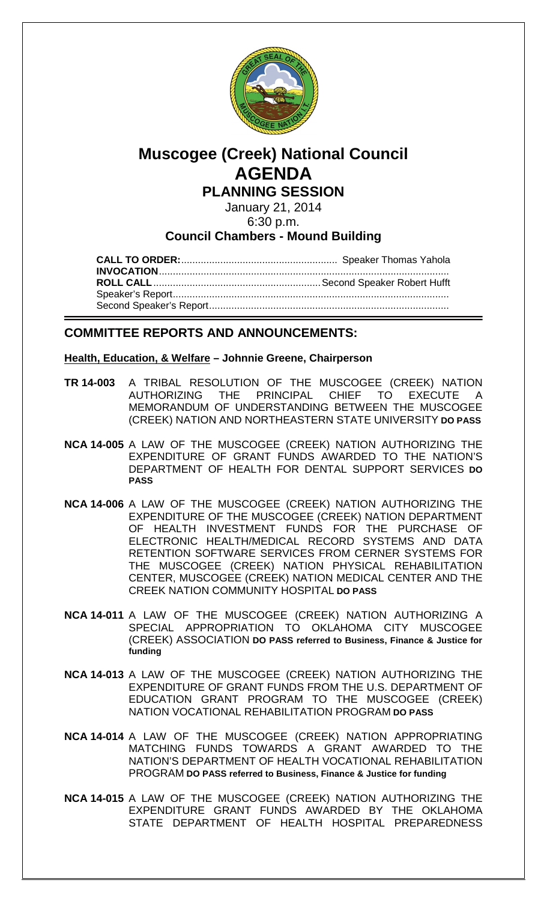# Muscogee (Creek) National Council
# AGENDA
## PLANNING SESSION

January 21, 2014
6:30 p.m.

### Council Chambers - Mound Building

**CALL TO ORDER:**........................................................ Speaker Thomas Yahola
**INVOCATION**.......................................................................................................
**ROLL CALL**............................................................Second Speaker Robert Hufft
Speaker's Report.................................................................................................
Second Speaker's Report.....................................................................................

## COMMITTEE REPORTS AND ANNOUNCEMENTS:

**Health, Education, & Welfare – Johnnie Greene, Chairperson**

**TR 14-003** A TRIBAL RESOLUTION OF THE MUSCOGEE (CREEK) NATION AUTHORIZING THE PRINCIPAL CHIEF TO EXECUTE A MEMORANDUM OF UNDERSTANDING BETWEEN THE MUSCOGEE (CREEK) NATION AND NORTHEASTERN STATE UNIVERSITY **DO PASS**

**NCA 14-005** A LAW OF THE MUSCOGEE (CREEK) NATION AUTHORIZING THE EXPENDITURE OF GRANT FUNDS AWARDED TO THE NATION'S DEPARTMENT OF HEALTH FOR DENTAL SUPPORT SERVICES **DO PASS**

**NCA 14-006** A LAW OF THE MUSCOGEE (CREEK) NATION AUTHORIZING THE EXPENDITURE OF THE MUSCOGEE (CREEK) NATION DEPARTMENT OF HEALTH INVESTMENT FUNDS FOR THE PURCHASE OF ELECTRONIC HEALTH/MEDICAL RECORD SYSTEMS AND DATA RETENTION SOFTWARE SERVICES FROM CERNER SYSTEMS FOR THE MUSCOGEE (CREEK) NATION PHYSICAL REHABILITATION CENTER, MUSCOGEE (CREEK) NATION MEDICAL CENTER AND THE CREEK NATION COMMUNITY HOSPITAL **DO PASS**

**NCA 14-011** A LAW OF THE MUSCOGEE (CREEK) NATION AUTHORIZING A SPECIAL APPROPRIATION TO OKLAHOMA CITY MUSCOGEE (CREEK) ASSOCIATION **DO PASS referred to Business, Finance & Justice for funding**

**NCA 14-013** A LAW OF THE MUSCOGEE (CREEK) NATION AUTHORIZING THE EXPENDITURE OF GRANT FUNDS FROM THE U.S. DEPARTMENT OF EDUCATION GRANT PROGRAM TO THE MUSCOGEE (CREEK) NATION VOCATIONAL REHABILITATION PROGRAM **DO PASS**

**NCA 14-014** A LAW OF THE MUSCOGEE (CREEK) NATION APPROPRIATING MATCHING FUNDS TOWARDS A GRANT AWARDED TO THE NATION'S DEPARTMENT OF HEALTH VOCATIONAL REHABILITATION PROGRAM **DO PASS referred to Business, Finance & Justice for funding**

**NCA 14-015** A LAW OF THE MUSCOGEE (CREEK) NATION AUTHORIZING THE EXPENDITURE GRANT FUNDS AWARDED BY THE OKLAHOMA STATE DEPARTMENT OF HEALTH HOSPITAL PREPAREDNESS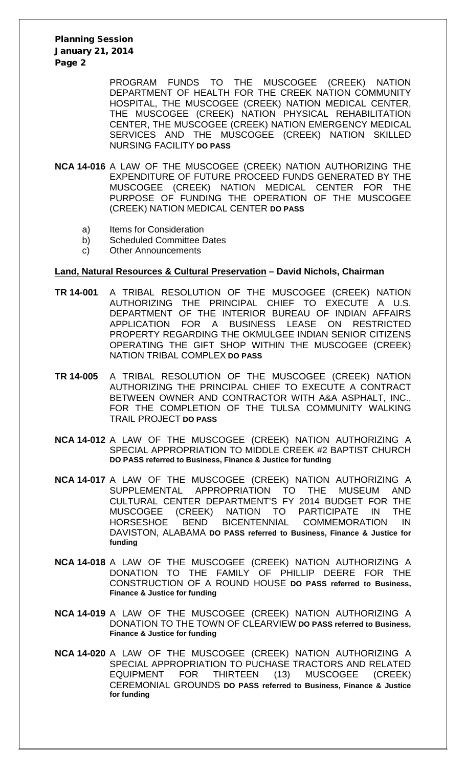PROGRAM FUNDS TO THE MUSCOGEE (CREEK) NATION DEPARTMENT OF HEALTH FOR THE CREEK NATION COMMUNITY HOSPITAL, THE MUSCOGEE (CREEK) NATION MEDICAL CENTER, THE MUSCOGEE (CREEK) NATION PHYSICAL REHABILITATION CENTER, THE MUSCOGEE (CREEK) NATION EMERGENCY MEDICAL SERVICES AND THE MUSCOGEE (CREEK) NATION SKILLED NURSING FACILITY **DO PASS**

**NCA 14-016** A LAW OF THE MUSCOGEE (CREEK) NATION AUTHORIZING THE EXPENDITURE OF FUTURE PROCEED FUNDS GENERATED BY THE MUSCOGEE (CREEK) NATION MEDICAL CENTER FOR THE PURPOSE OF FUNDING THE OPERATION OF THE MUSCOGEE (CREEK) NATION MEDICAL CENTER **DO PASS**

a) Items for Consideration
b) Scheduled Committee Dates
c) Other Announcements

**Land, Natural Resources & Cultural Preservation – David Nichols, Chairman**

**TR 14-001** A TRIBAL RESOLUTION OF THE MUSCOGEE (CREEK) NATION AUTHORIZING THE PRINCIPAL CHIEF TO EXECUTE A U.S. DEPARTMENT OF THE INTERIOR BUREAU OF INDIAN AFFAIRS APPLICATION FOR A BUSINESS LEASE ON RESTRICTED PROPERTY REGARDING THE OKMULGEE INDIAN SENIOR CITIZENS OPERATING THE GIFT SHOP WITHIN THE MUSCOGEE (CREEK) NATION TRIBAL COMPLEX **DO PASS**

**TR 14-005** A TRIBAL RESOLUTION OF THE MUSCOGEE (CREEK) NATION AUTHORIZING THE PRINCIPAL CHIEF TO EXECUTE A CONTRACT BETWEEN OWNER AND CONTRACTOR WITH A&A ASPHALT, INC., FOR THE COMPLETION OF THE TULSA COMMUNITY WALKING TRAIL PROJECT **DO PASS**

**NCA 14-012** A LAW OF THE MUSCOGEE (CREEK) NATION AUTHORIZING A SPECIAL APPROPRIATION TO MIDDLE CREEK #2 BAPTIST CHURCH **DO PASS referred to Business, Finance & Justice for funding**

**NCA 14-017** A LAW OF THE MUSCOGEE (CREEK) NATION AUTHORIZING A SUPPLEMENTAL APPROPRIATION TO THE MUSEUM AND CULTURAL CENTER DEPARTMENT'S FY 2014 BUDGET FOR THE MUSCOGEE (CREEK) NATION TO PARTICIPATE IN THE HORSESHOE BEND BICENTENNIAL COMMEMORATION IN DAVISTON, ALABAMA **DO PASS referred to Business, Finance & Justice for funding**

**NCA 14-018** A LAW OF THE MUSCOGEE (CREEK) NATION AUTHORIZING A DONATION TO THE FAMILY OF PHILLIP DEERE FOR THE CONSTRUCTION OF A ROUND HOUSE **DO PASS referred to Business, Finance & Justice for funding**

**NCA 14-019** A LAW OF THE MUSCOGEE (CREEK) NATION AUTHORIZING A DONATION TO THE TOWN OF CLEARVIEW **DO PASS referred to Business, Finance & Justice for funding**

**NCA 14-020** A LAW OF THE MUSCOGEE (CREEK) NATION AUTHORIZING A SPECIAL APPROPRIATION TO PUCHASE TRACTORS AND RELATED EQUIPMENT FOR THIRTEEN (13) MUSCOGEE (CREEK) CEREMONIAL GROUNDS **DO PASS referred to Business, Finance & Justice for funding**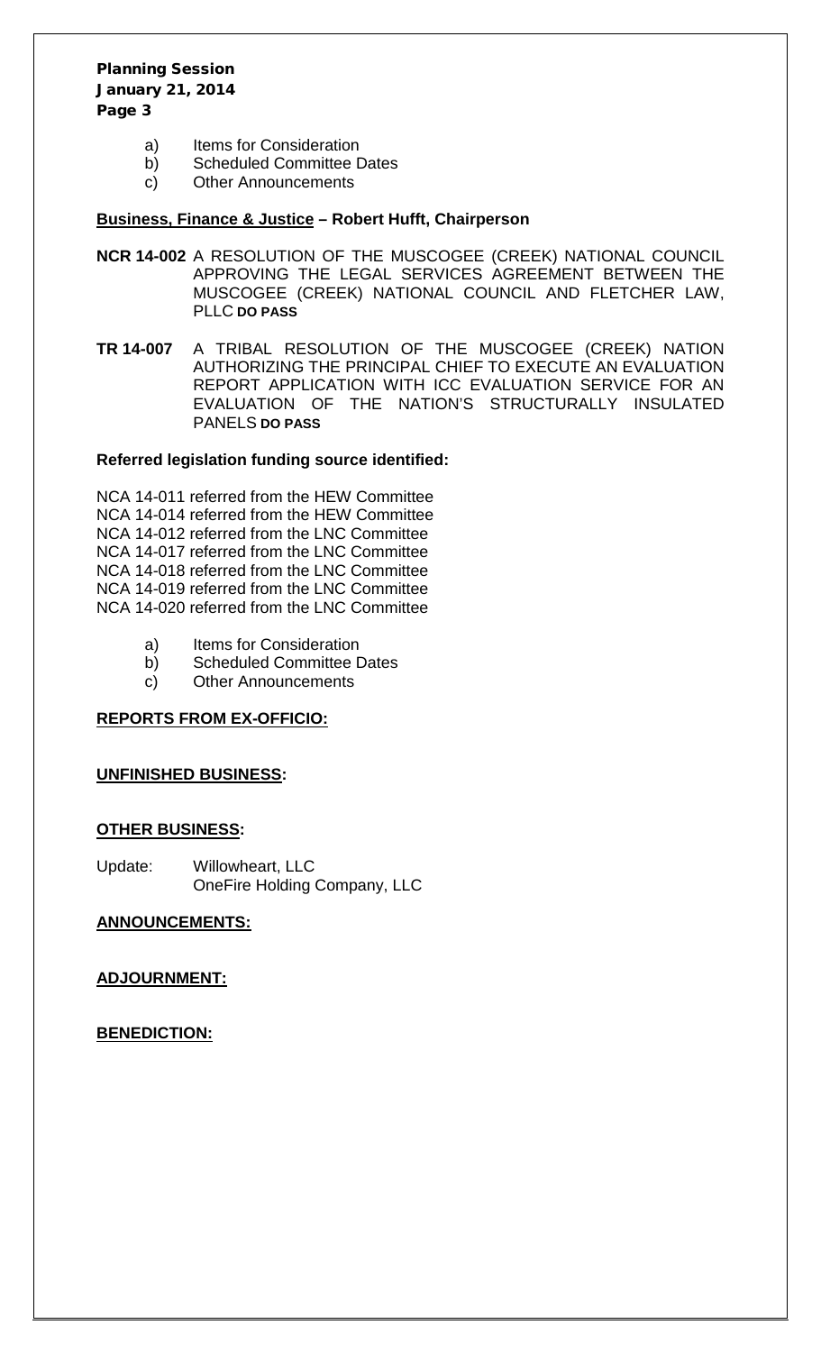a) Items for Consideration
b) Scheduled Committee Dates
c) Other Announcements

**Business, Finance & Justice – Robert Hufft, Chairperson**

**NCR 14-002** A RESOLUTION OF THE MUSCOGEE (CREEK) NATIONAL COUNCIL APPROVING THE LEGAL SERVICES AGREEMENT BETWEEN THE MUSCOGEE (CREEK) NATIONAL COUNCIL AND FLETCHER LAW, PLLC **DO PASS**

**TR 14-007** A TRIBAL RESOLUTION OF THE MUSCOGEE (CREEK) NATION AUTHORIZING THE PRINCIPAL CHIEF TO EXECUTE AN EVALUATION REPORT APPLICATION WITH ICC EVALUATION SERVICE FOR AN EVALUATION OF THE NATION'S STRUCTURALLY INSULATED PANELS **DO PASS**

**Referred legislation funding source identified:**

NCA 14-011 referred from the HEW Committee
NCA 14-014 referred from the HEW Committee
NCA 14-012 referred from the LNC Committee
NCA 14-017 referred from the LNC Committee
NCA 14-018 referred from the LNC Committee
NCA 14-019 referred from the LNC Committee
NCA 14-020 referred from the LNC Committee

a) Items for Consideration
b) Scheduled Committee Dates
c) Other Announcements

**REPORTS FROM EX-OFFICIO:**

**UNFINISHED BUSINESS:**

**OTHER BUSINESS:**

Update: Willowheart, LLC
OneFire Holding Company, LLC

**ANNOUNCEMENTS:**

**ADJOURNMENT:**

**BENEDICTION:**